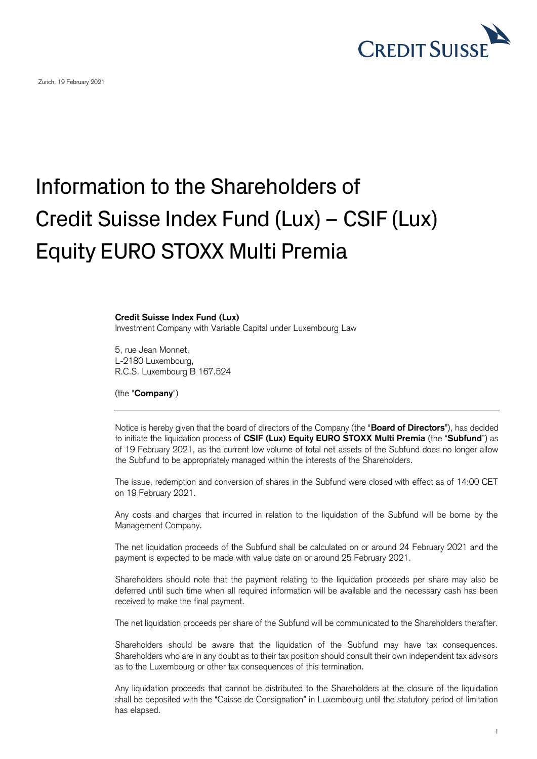Zurich, 19 February 2021

# Information to the Shareholders of Credit Suisse Index Fund (Lux) – CSIF (Lux) Equity EURO STOXX Multi Premia

**Credit Suisse Index Fund (Lux)**
Investment Company with Variable Capital under Luxembourg Law

5, rue Jean Monnet,
L-2180 Luxembourg,
R.C.S. Luxembourg B 167.524

(the "**Company**")

---

Notice is hereby given that the board of directors of the Company (the "**Board of Directors**"), has decided to initiate the liquidation process of **CSIF (Lux) Equity EURO STOXX Multi Premia** (the "**Subfund**") as of 19 February 2021, as the current low volume of total net assets of the Subfund does no longer allow the Subfund to be appropriately managed within the interests of the Shareholders.

The issue, redemption and conversion of shares in the Subfund were closed with effect as of 14:00 CET on 19 February 2021.

Any costs and charges that incurred in relation to the liquidation of the Subfund will be borne by the Management Company.

The net liquidation proceeds of the Subfund shall be calculated on or around 24 February 2021 and the payment is expected to be made with value date on or around 25 February 2021.

Shareholders should note that the payment relating to the liquidation proceeds per share may also be deferred until such time when all required information will be available and the necessary cash has been received to make the final payment.

The net liquidation proceeds per share of the Subfund will be communicated to the Shareholders therafter.

Shareholders should be aware that the liquidation of the Subfund may have tax consequences. Shareholders who are in any doubt as to their tax position should consult their own independent tax advisors as to the Luxembourg or other tax consequences of this termination.

Any liquidation proceeds that cannot be distributed to the Shareholders at the closure of the liquidation shall be deposited with the "Caisse de Consignation" in Luxembourg until the statutory period of limitation has elapsed.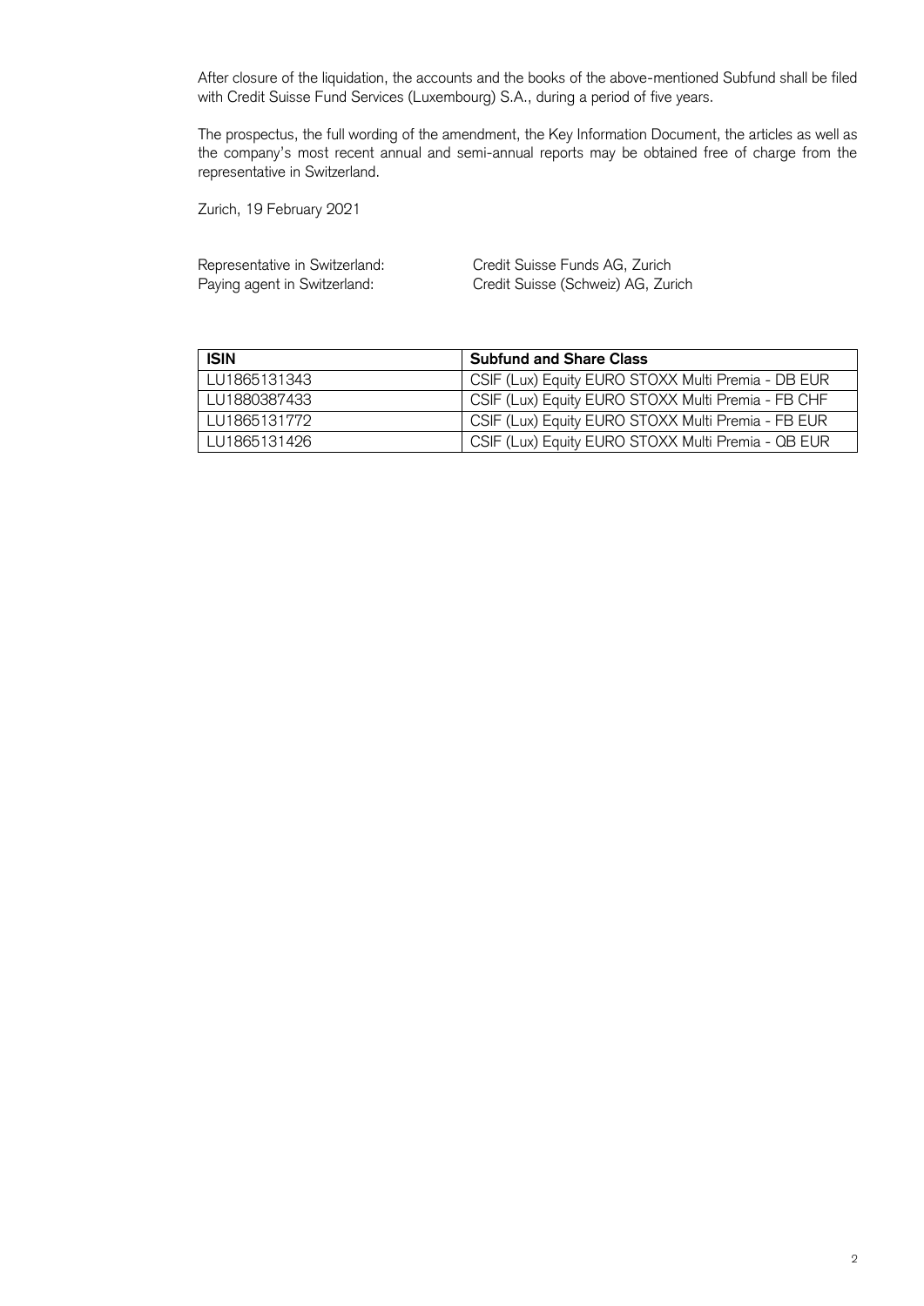After closure of the liquidation, the accounts and the books of the above-mentioned Subfund shall be filed with Credit Suisse Fund Services (Luxembourg) S.A., during a period of five years.

The prospectus, the full wording of the amendment, the Key Information Document, the articles as well as the company's most recent annual and semi-annual reports may be obtained free of charge from the representative in Switzerland.

Zurich, 19 February 2021

Representative in Switzerland: Credit Suisse Funds AG, Zurich
Paying agent in Switzerland: Credit Suisse (Schweiz) AG, Zurich

| ISIN | Subfund and Share Class |
|---|---|
| LU1865131343 | CSIF (Lux) Equity EURO STOXX Multi Premia - DB EUR |
| LU1880387433 | CSIF (Lux) Equity EURO STOXX Multi Premia - FB CHF |
| LU1865131772 | CSIF (Lux) Equity EURO STOXX Multi Premia - FB EUR |
| LU1865131426 | CSIF (Lux) Equity EURO STOXX Multi Premia - QB EUR |